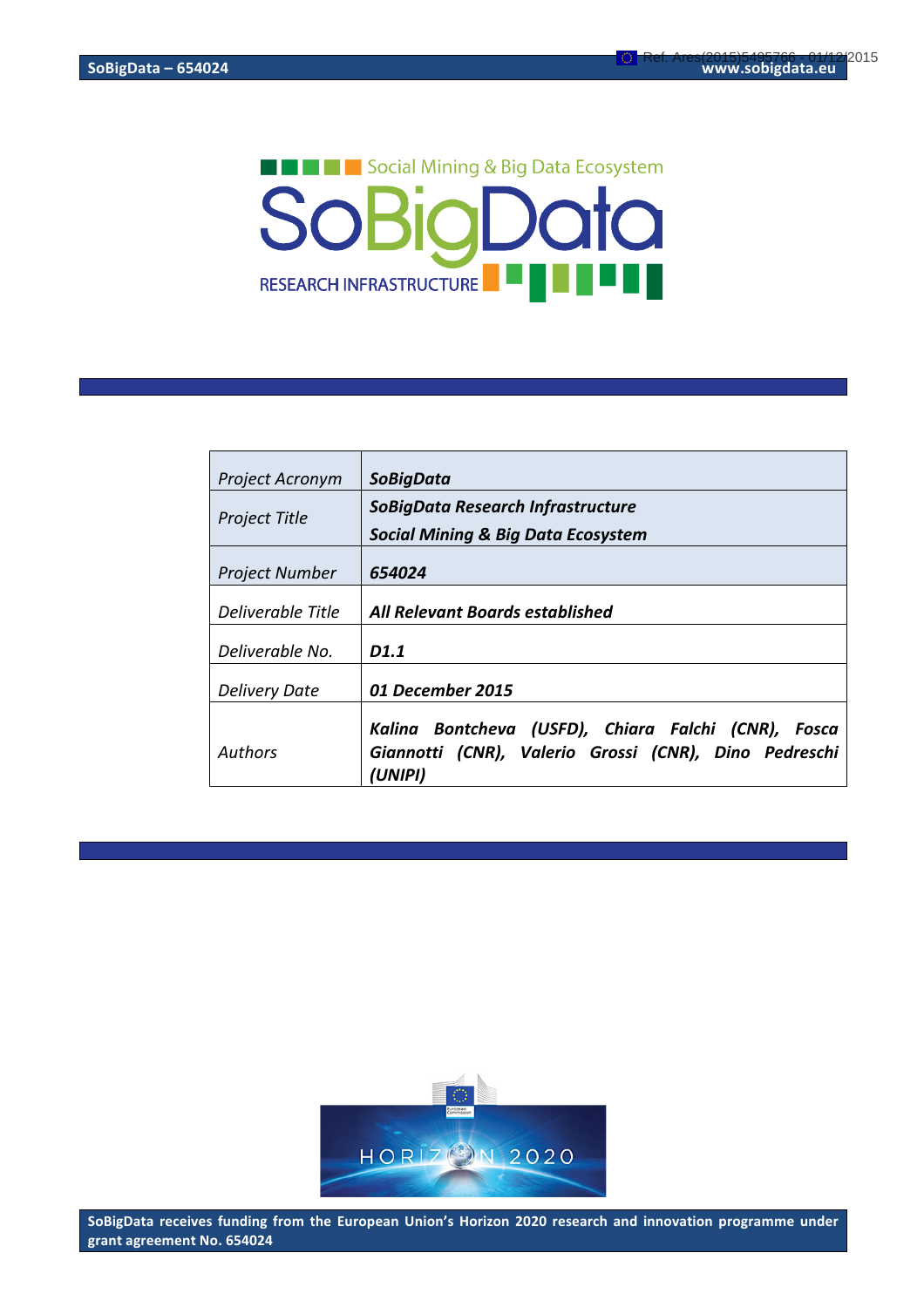Social Mining & Big Data Ecosystem

SoBigData

RESEARCH INFRASTRUCTURE

| | |
|---|---|
| *Project Acronym* | ***SoBigData*** |
| *Project Title* | ***SoBigData Research Infrastructure*** <br> ***Social Mining & Big Data Ecosystem*** |
| *Project Number* | ***654024*** |
| *Deliverable Title* | ***All Relevant Boards established*** |
| *Deliverable No.* | ***D1.1*** |
| *Delivery Date* | ***01 December 2015*** |
| *Authors* | ***Kalina Bontcheva (USFD), Chiara Falchi (CNR), Fosca Giannotti (CNR), Valerio Grossi (CNR), Dino Pedreschi (UNIPI)*** |

**SoBigData receives funding from the European Union's Horizon 2020 research and innovation programme under grant agreement No. 654024**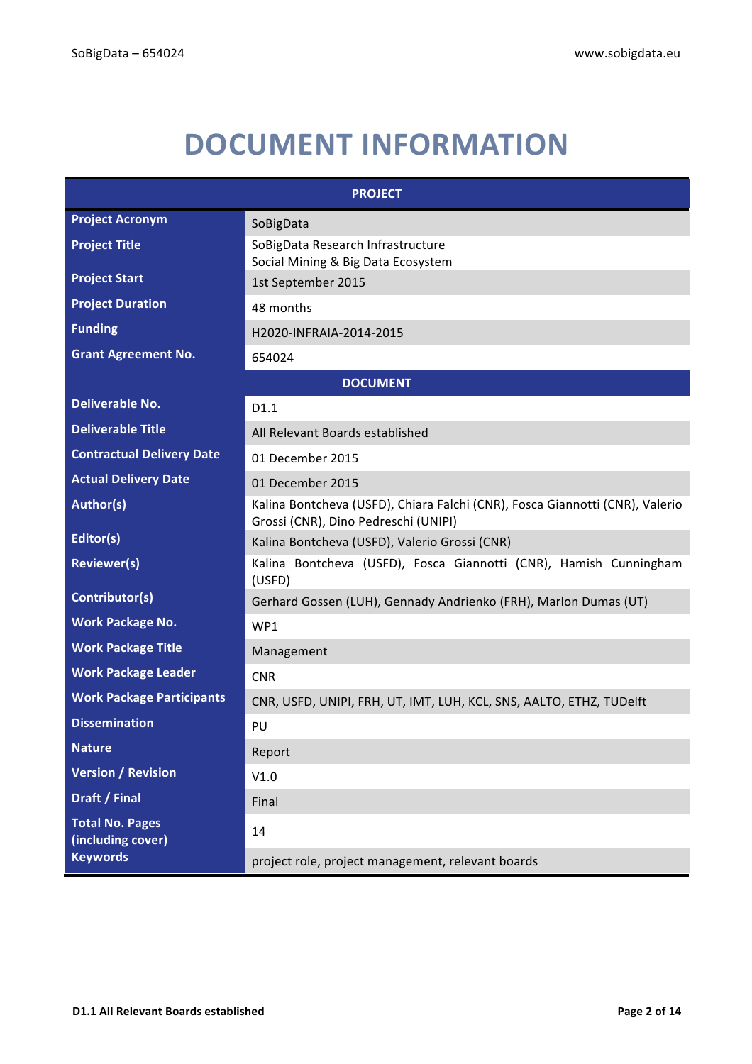# DOCUMENT INFORMATION

| PROJECT | |
|---|---|
| **Project Acronym** | SoBigData |
| **Project Title** | SoBigData Research Infrastructure<br>Social Mining & Big Data Ecosystem |
| **Project Start** | 1st September 2015 |
| **Project Duration** | 48 months |
| **Funding** | H2020-INFRAIA-2014-2015 |
| **Grant Agreement No.** | 654024 |
| **DOCUMENT** | |
| **Deliverable No.** | D1.1 |
| **Deliverable Title** | All Relevant Boards established |
| **Contractual Delivery Date** | 01 December 2015 |
| **Actual Delivery Date** | 01 December 2015 |
| **Author(s)** | Kalina Bontcheva (USFD), Chiara Falchi (CNR), Fosca Giannotti (CNR), Valerio Grossi (CNR), Dino Pedreschi (UNIPI) |
| **Editor(s)** | Kalina Bontcheva (USFD), Valerio Grossi (CNR) |
| **Reviewer(s)** | Kalina Bontcheva (USFD), Fosca Giannotti (CNR), Hamish Cunningham (USFD) |
| **Contributor(s)** | Gerhard Gossen (LUH), Gennady Andrienko (FRH), Marlon Dumas (UT) |
| **Work Package No.** | WP1 |
| **Work Package Title** | Management |
| **Work Package Leader** | CNR |
| **Work Package Participants** | CNR, USFD, UNIPI, FRH, UT, IMT, LUH, KCL, SNS, AALTO, ETHZ, TUDelft |
| **Dissemination** | PU |
| **Nature** | Report |
| **Version / Revision** | V1.0 |
| **Draft / Final** | Final |
| **Total No. Pages (including cover)** | 14 |
| **Keywords** | project role, project management, relevant boards |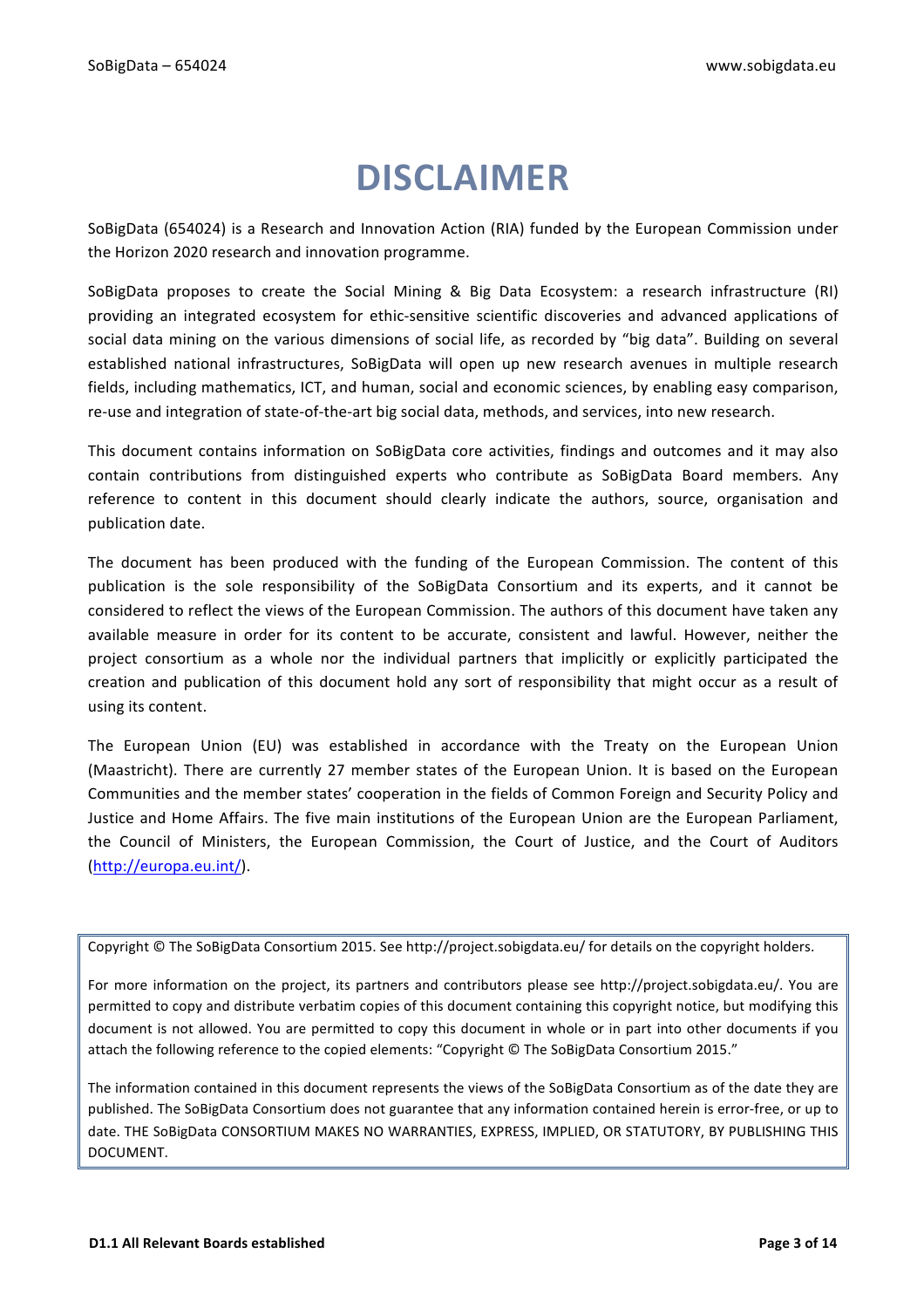# DISCLAIMER

SoBigData (654024) is a Research and Innovation Action (RIA) funded by the European Commission under the Horizon 2020 research and innovation programme.

SoBigData proposes to create the Social Mining & Big Data Ecosystem: a research infrastructure (RI) providing an integrated ecosystem for ethic-sensitive scientific discoveries and advanced applications of social data mining on the various dimensions of social life, as recorded by "big data". Building on several established national infrastructures, SoBigData will open up new research avenues in multiple research fields, including mathematics, ICT, and human, social and economic sciences, by enabling easy comparison, re-use and integration of state-of-the-art big social data, methods, and services, into new research.

This document contains information on SoBigData core activities, findings and outcomes and it may also contain contributions from distinguished experts who contribute as SoBigData Board members. Any reference to content in this document should clearly indicate the authors, source, organisation and publication date.

The document has been produced with the funding of the European Commission. The content of this publication is the sole responsibility of the SoBigData Consortium and its experts, and it cannot be considered to reflect the views of the European Commission. The authors of this document have taken any available measure in order for its content to be accurate, consistent and lawful. However, neither the project consortium as a whole nor the individual partners that implicitly or explicitly participated the creation and publication of this document hold any sort of responsibility that might occur as a result of using its content.

The European Union (EU) was established in accordance with the Treaty on the European Union (Maastricht). There are currently 27 member states of the European Union. It is based on the European Communities and the member states' cooperation in the fields of Common Foreign and Security Policy and Justice and Home Affairs. The five main institutions of the European Union are the European Parliament, the Council of Ministers, the European Commission, the Court of Justice, and the Court of Auditors (http://europa.eu.int/).

Copyright © The SoBigData Consortium 2015. See http://project.sobigdata.eu/ for details on the copyright holders.

For more information on the project, its partners and contributors please see http://project.sobigdata.eu/. You are permitted to copy and distribute verbatim copies of this document containing this copyright notice, but modifying this document is not allowed. You are permitted to copy this document in whole or in part into other documents if you attach the following reference to the copied elements: "Copyright © The SoBigData Consortium 2015."

The information contained in this document represents the views of the SoBigData Consortium as of the date they are published. The SoBigData Consortium does not guarantee that any information contained herein is error-free, or up to date. THE SoBigData CONSORTIUM MAKES NO WARRANTIES, EXPRESS, IMPLIED, OR STATUTORY, BY PUBLISHING THIS DOCUMENT.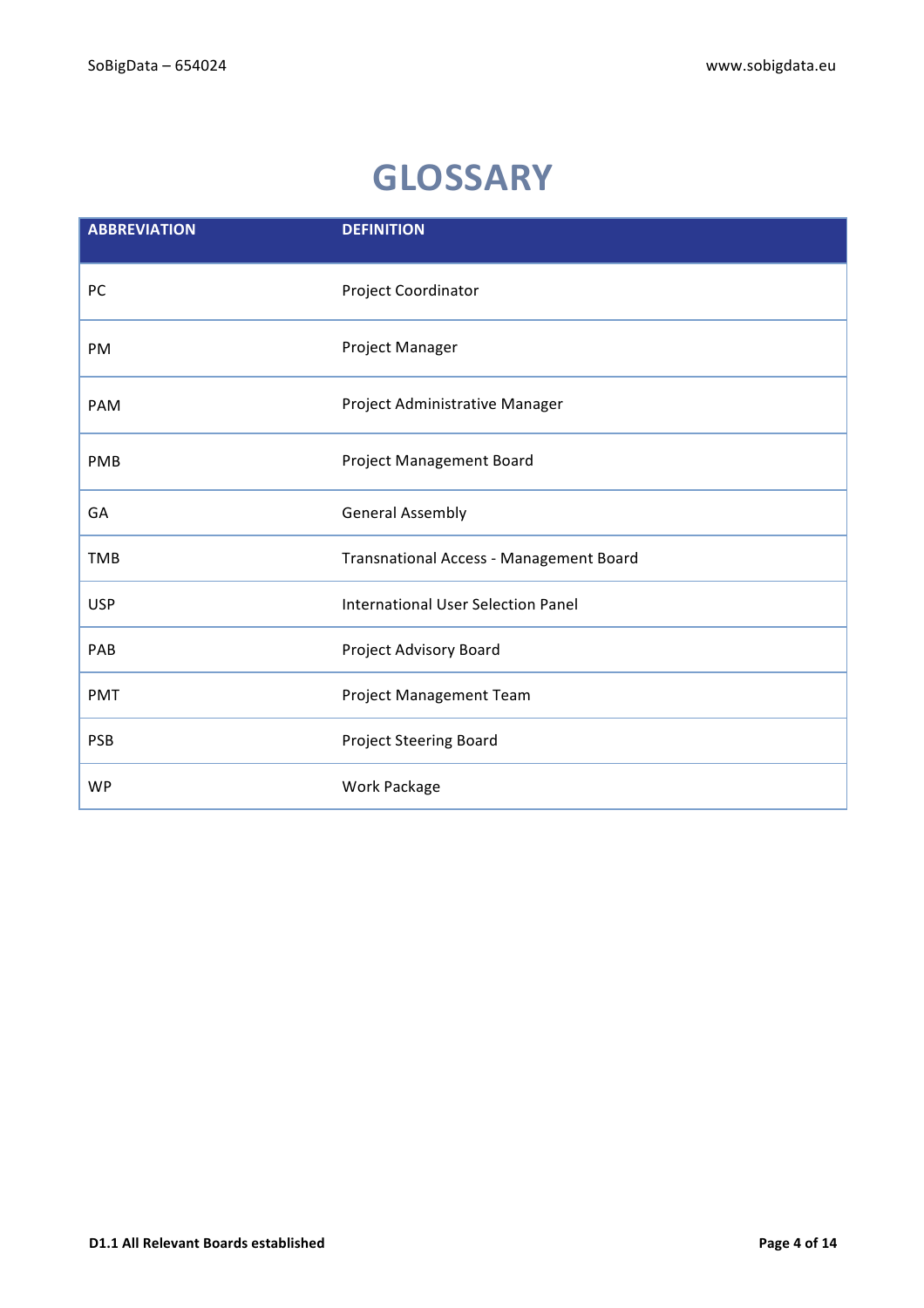# GLOSSARY

| ABBREVIATION | DEFINITION |
|---|---|
| PC | Project Coordinator |
| PM | Project Manager |
| PAM | Project Administrative Manager |
| PMB | Project Management Board |
| GA | General Assembly |
| TMB | Transnational Access - Management Board |
| USP | International User Selection Panel |
| PAB | Project Advisory Board |
| PMT | Project Management Team |
| PSB | Project Steering Board |
| WP | Work Package |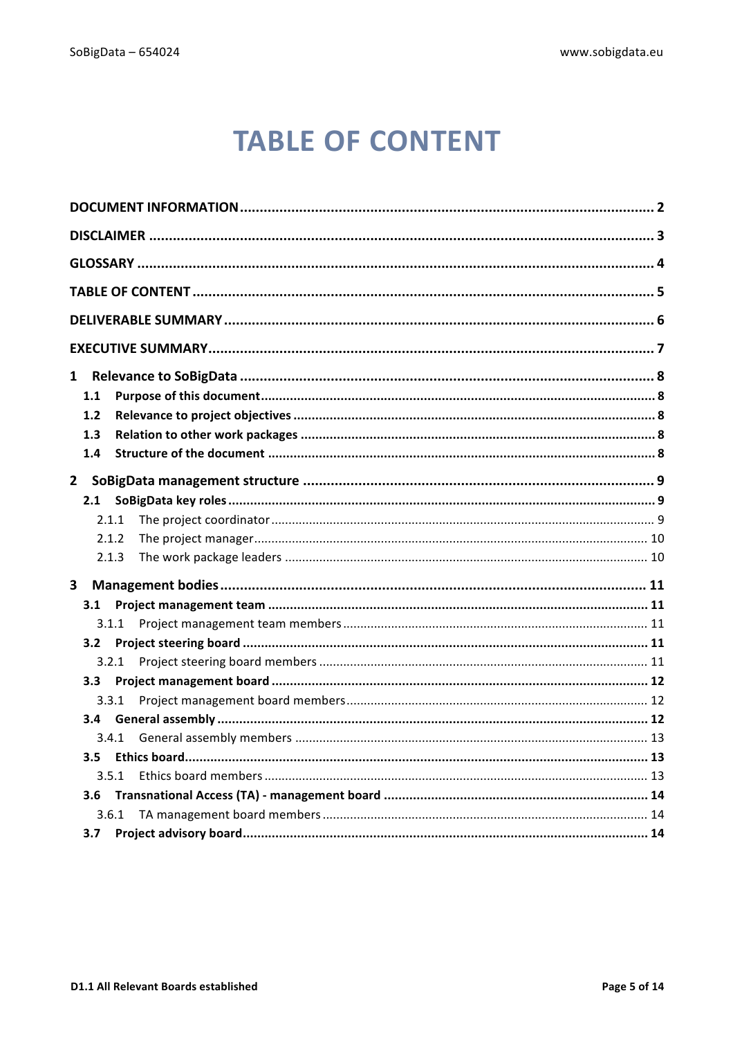# TABLE OF CONTENT

**DOCUMENT INFORMATION** ........ 2

**DISCLAIMER** ........ 3

**GLOSSARY** ........ 4

**TABLE OF CONTENT** ........ 5

**DELIVERABLE SUMMARY** ........ 6

**EXECUTIVE SUMMARY** ........ 7

**1 Relevance to SoBigData** ........ 8

- **1.1 Purpose of this document** ........ 8
- **1.2 Relevance to project objectives** ........ 8
- **1.3 Relation to other work packages** ........ 8
- **1.4 Structure of the document** ........ 8

**2 SoBigData management structure** ........ 9

- **2.1 SoBigData key roles** ........ 9
  - 2.1.1 The project coordinator ........ 9
  - 2.1.2 The project manager ........ 10
  - 2.1.3 The work package leaders ........ 10

**3 Management bodies** ........ 11

- **3.1 Project management team** ........ 11
  - 3.1.1 Project management team members ........ 11
- **3.2 Project steering board** ........ 11
  - 3.2.1 Project steering board members ........ 11
- **3.3 Project management board** ........ 12
  - 3.3.1 Project management board members ........ 12
- **3.4 General assembly** ........ 12
  - 3.4.1 General assembly members ........ 13
- **3.5 Ethics board** ........ 13
  - 3.5.1 Ethics board members ........ 13
- **3.6 Transnational Access (TA) - management board** ........ 14
  - 3.6.1 TA management board members ........ 14
- **3.7 Project advisory board** ........ 14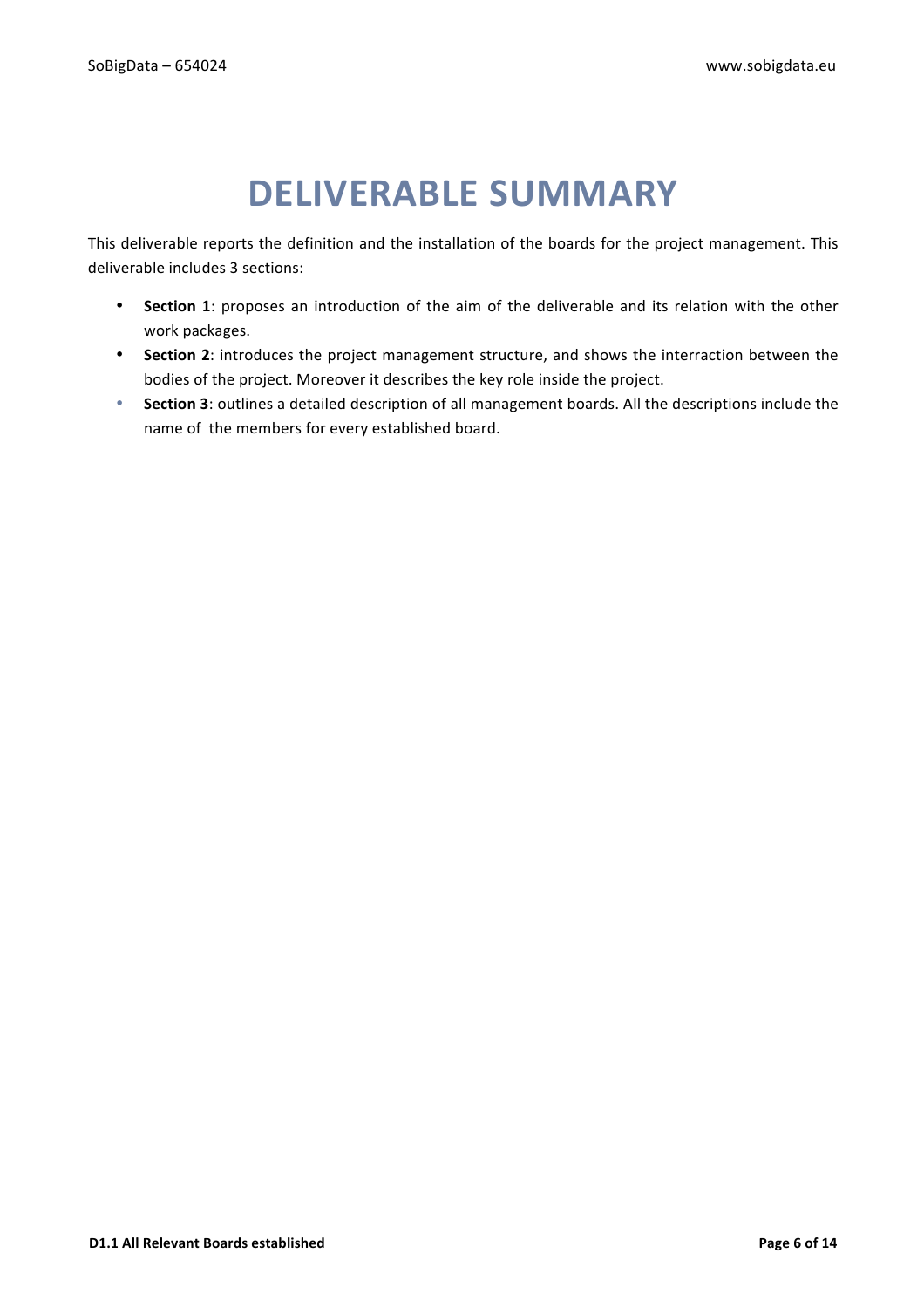# DELIVERABLE SUMMARY

This deliverable reports the definition and the installation of the boards for the project management. This deliverable includes 3 sections:

- **Section 1**: proposes an introduction of the aim of the deliverable and its relation with the other work packages.
- **Section 2**: introduces the project management structure, and shows the interraction between the bodies of the project. Moreover it describes the key role inside the project.
- **Section 3**: outlines a detailed description of all management boards. All the descriptions include the name of the members for every established board.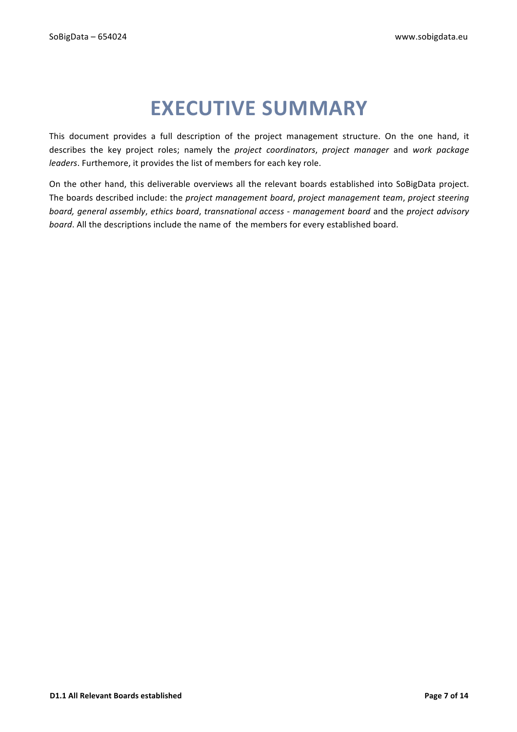# EXECUTIVE SUMMARY

This document provides a full description of the project management structure. On the one hand, it describes the key project roles; namely the *project coordinators*, *project manager* and *work package leaders*. Furthemore, it provides the list of members for each key role.

On the other hand, this deliverable overviews all the relevant boards established into SoBigData project. The boards described include: the *project management board*, *project management team*, *project steering board, general assembly*, *ethics board*, *transnational access - management board* and the *project advisory board*. All the descriptions include the name of the members for every established board.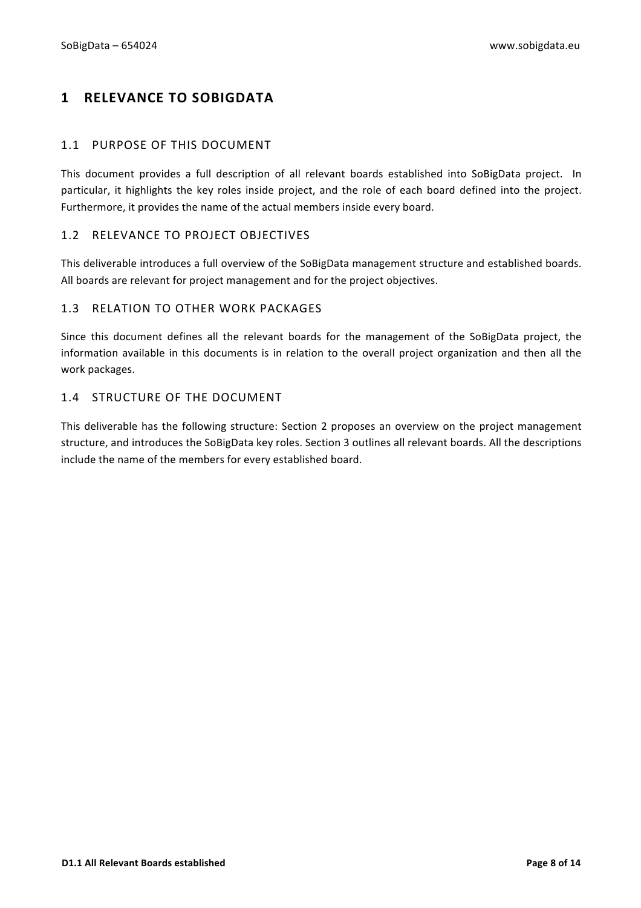# 1 RELEVANCE TO SOBIGDATA

## 1.1 PURPOSE OF THIS DOCUMENT

This document provides a full description of all relevant boards established into SoBigData project. In particular, it highlights the key roles inside project, and the role of each board defined into the project. Furthermore, it provides the name of the actual members inside every board.

## 1.2 RELEVANCE TO PROJECT OBJECTIVES

This deliverable introduces a full overview of the SoBigData management structure and established boards. All boards are relevant for project management and for the project objectives.

## 1.3 RELATION TO OTHER WORK PACKAGES

Since this document defines all the relevant boards for the management of the SoBigData project, the information available in this documents is in relation to the overall project organization and then all the work packages.

## 1.4 STRUCTURE OF THE DOCUMENT

This deliverable has the following structure: Section 2 proposes an overview on the project management structure, and introduces the SoBigData key roles. Section 3 outlines all relevant boards. All the descriptions include the name of the members for every established board.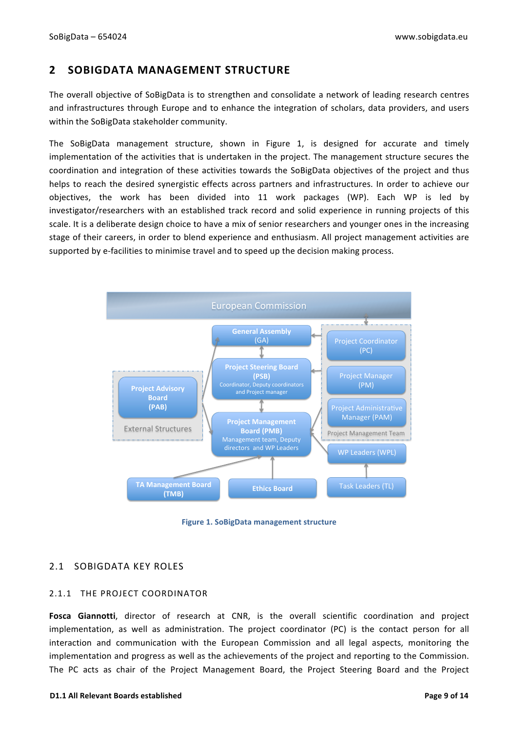## 2 SOBIGDATA MANAGEMENT STRUCTURE

The overall objective of SoBigData is to strengthen and consolidate a network of leading research centres and infrastructures through Europe and to enhance the integration of scholars, data providers, and users within the SoBigData stakeholder community.

The SoBigData management structure, shown in Figure 1, is designed for accurate and timely implementation of the activities that is undertaken in the project. The management structure secures the coordination and integration of these activities towards the SoBigData objectives of the project and thus helps to reach the desired synergistic effects across partners and infrastructures. In order to achieve our objectives, the work has been divided into 11 work packages (WP). Each WP is led by investigator/researchers with an established track record and solid experience in running projects of this scale. It is a deliberate design choice to have a mix of senior researchers and younger ones in the increasing stage of their careers, in order to blend experience and enthusiasm. All project management activities are supported by e-facilities to minimise travel and to speed up the decision making process.

European Commission

General Assembly (GA)

Project Steering Board (PSB)
Coordinator, Deputy coordinators and Project manager

Project Management Board (PMB)
Management team, Deputy directors and WP Leaders

Project Advisory Board (PAB)

External Structures

Project Coordinator (PC)

Project Manager (PM)

Project Administrative Manager (PAM)

Project Management Team

WP Leaders (WPL)

Task Leaders (TL)

TA Management Board (TMB)

Ethics Board

**Figure 1. SoBigData management structure**

### 2.1 SOBIGDATA KEY ROLES

#### 2.1.1 THE PROJECT COORDINATOR

**Fosca Giannotti**, director of research at CNR, is the overall scientific coordination and project implementation, as well as administration. The project coordinator (PC) is the contact person for all interaction and communication with the European Commission and all legal aspects, monitoring the implementation and progress as well as the achievements of the project and reporting to the Commission. The PC acts as chair of the Project Management Board, the Project Steering Board and the Project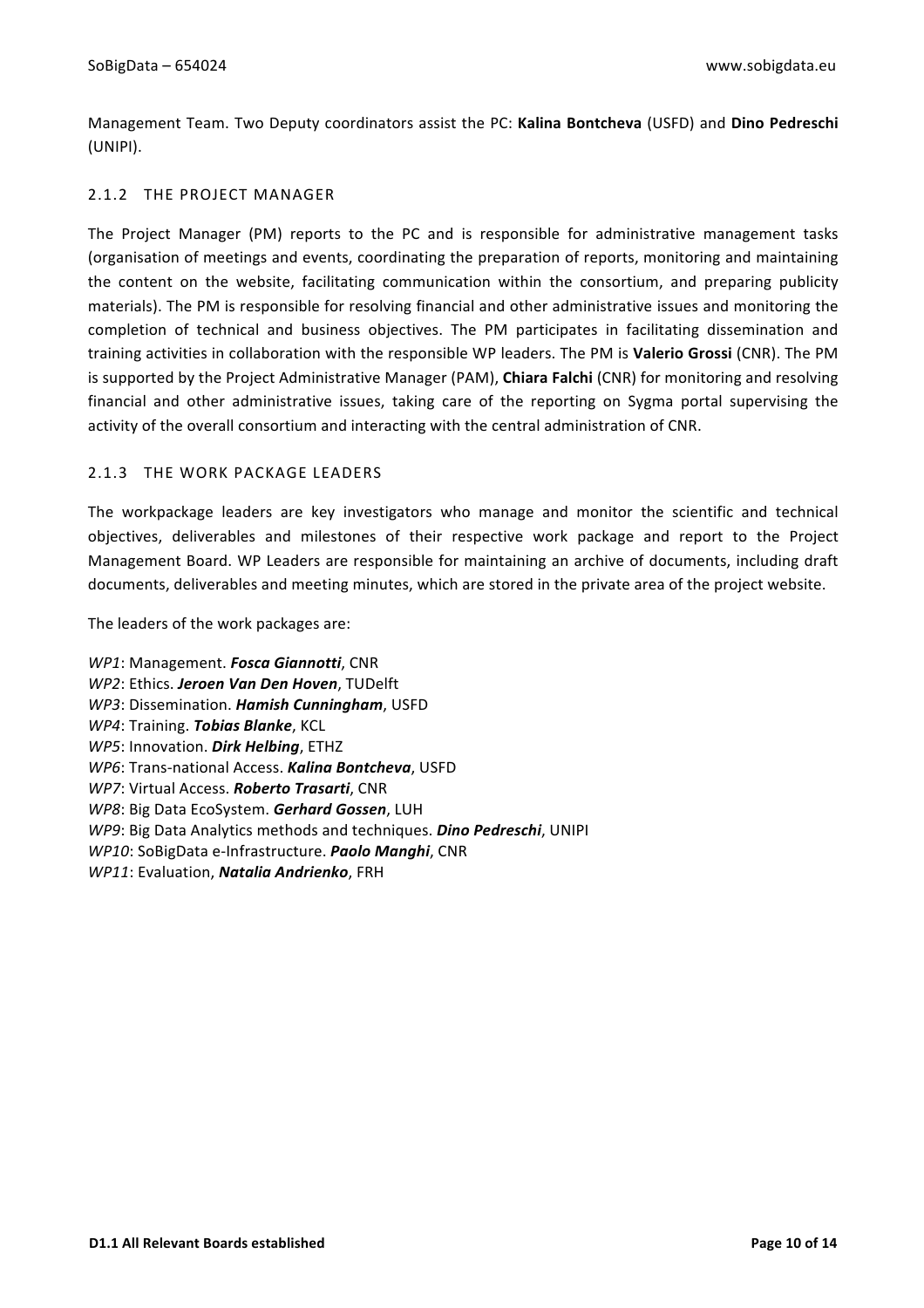Management Team. Two Deputy coordinators assist the PC: **Kalina Bontcheva** (USFD) and **Dino Pedreschi** (UNIPI).

### 2.1.2 THE PROJECT MANAGER

The Project Manager (PM) reports to the PC and is responsible for administrative management tasks (organisation of meetings and events, coordinating the preparation of reports, monitoring and maintaining the content on the website, facilitating communication within the consortium, and preparing publicity materials). The PM is responsible for resolving financial and other administrative issues and monitoring the completion of technical and business objectives. The PM participates in facilitating dissemination and training activities in collaboration with the responsible WP leaders. The PM is **Valerio Grossi** (CNR). The PM is supported by the Project Administrative Manager (PAM), **Chiara Falchi** (CNR) for monitoring and resolving financial and other administrative issues, taking care of the reporting on Sygma portal supervising the activity of the overall consortium and interacting with the central administration of CNR.

### 2.1.3 THE WORK PACKAGE LEADERS

The workpackage leaders are key investigators who manage and monitor the scientific and technical objectives, deliverables and milestones of their respective work package and report to the Project Management Board. WP Leaders are responsible for maintaining an archive of documents, including draft documents, deliverables and meeting minutes, which are stored in the private area of the project website.

The leaders of the work packages are:

*WP1*: Management. ***Fosca Giannotti***, CNR  
*WP2*: Ethics. ***Jeroen Van Den Hoven***, TUDelft  
*WP3*: Dissemination. ***Hamish Cunningham***, USFD  
*WP4*: Training. ***Tobias Blanke***, KCL  
*WP5*: Innovation. ***Dirk Helbing***, ETHZ  
*WP6*: Trans-national Access. ***Kalina Bontcheva***, USFD  
*WP7*: Virtual Access. ***Roberto Trasarti***, CNR  
*WP8*: Big Data EcoSystem. ***Gerhard Gossen***, LUH  
*WP9*: Big Data Analytics methods and techniques. ***Dino Pedreschi***, UNIPI  
*WP10*: SoBigData e-Infrastructure. ***Paolo Manghi***, CNR  
*WP11*: Evaluation, ***Natalia Andrienko***, FRH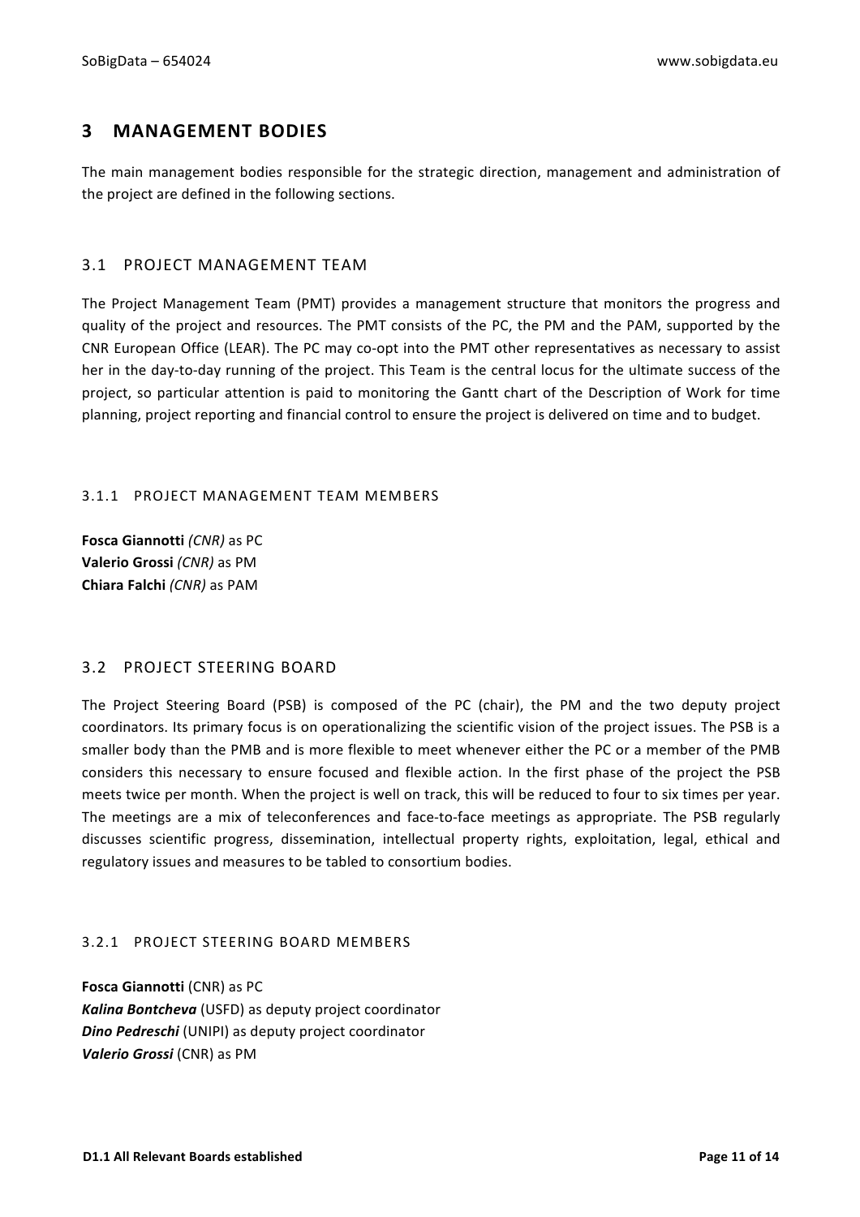# 3 MANAGEMENT BODIES

The main management bodies responsible for the strategic direction, management and administration of the project are defined in the following sections.

## 3.1 PROJECT MANAGEMENT TEAM

The Project Management Team (PMT) provides a management structure that monitors the progress and quality of the project and resources. The PMT consists of the PC, the PM and the PAM, supported by the CNR European Office (LEAR). The PC may co-opt into the PMT other representatives as necessary to assist her in the day-to-day running of the project. This Team is the central locus for the ultimate success of the project, so particular attention is paid to monitoring the Gantt chart of the Description of Work for time planning, project reporting and financial control to ensure the project is delivered on time and to budget.

### 3.1.1 PROJECT MANAGEMENT TEAM MEMBERS

**Fosca Giannotti** *(CNR)* as PC
**Valerio Grossi** *(CNR)* as PM
**Chiara Falchi** *(CNR)* as PAM

## 3.2 PROJECT STEERING BOARD

The Project Steering Board (PSB) is composed of the PC (chair), the PM and the two deputy project coordinators. Its primary focus is on operationalizing the scientific vision of the project issues. The PSB is a smaller body than the PMB and is more flexible to meet whenever either the PC or a member of the PMB considers this necessary to ensure focused and flexible action. In the first phase of the project the PSB meets twice per month. When the project is well on track, this will be reduced to four to six times per year. The meetings are a mix of teleconferences and face-to-face meetings as appropriate. The PSB regularly discusses scientific progress, dissemination, intellectual property rights, exploitation, legal, ethical and regulatory issues and measures to be tabled to consortium bodies.

### 3.2.1 PROJECT STEERING BOARD MEMBERS

**Fosca Giannotti** (CNR) as PC
***Kalina Bontcheva*** (USFD) as deputy project coordinator
***Dino Pedreschi*** (UNIPI) as deputy project coordinator
***Valerio Grossi*** (CNR) as PM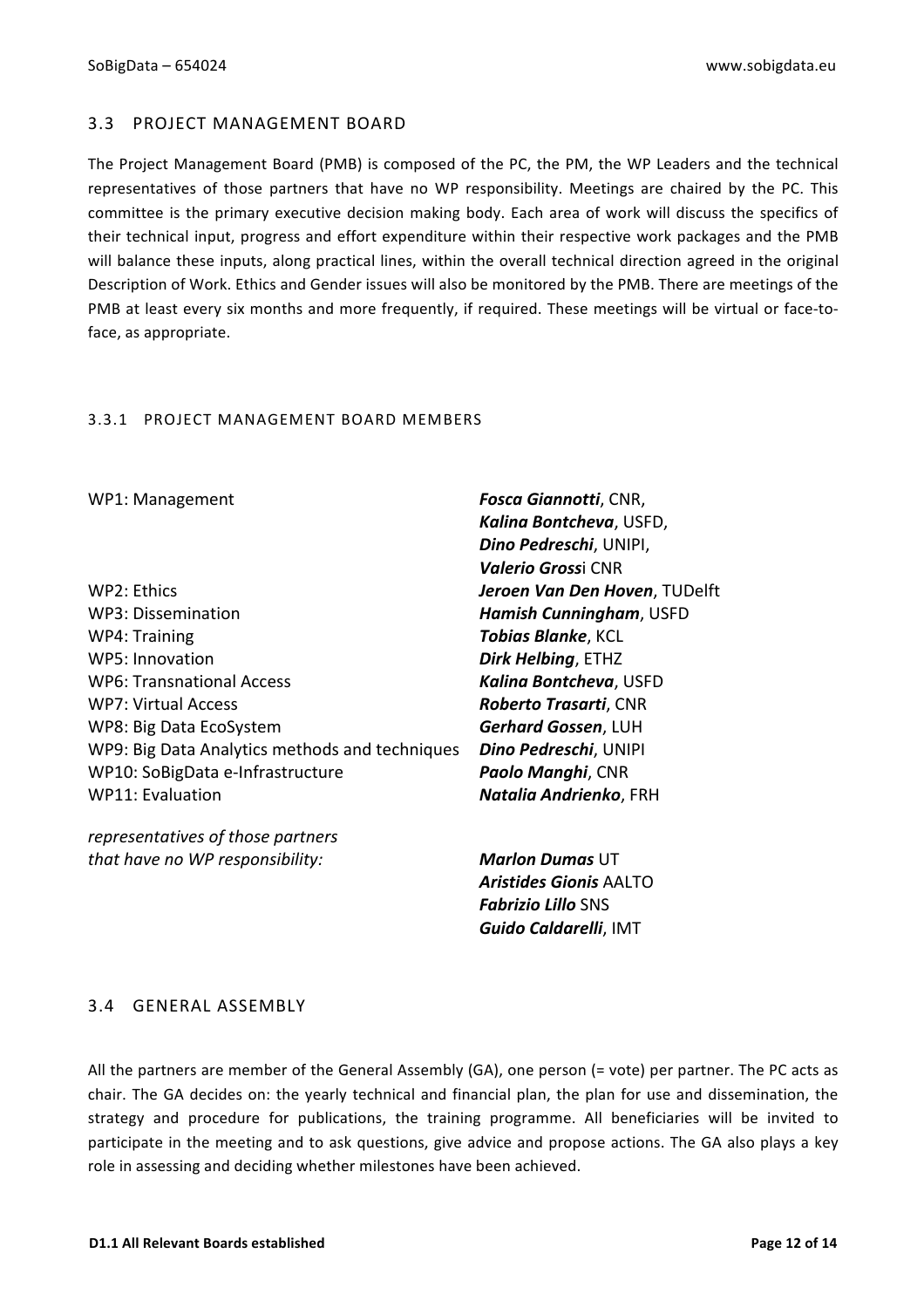## 3.3 PROJECT MANAGEMENT BOARD

The Project Management Board (PMB) is composed of the PC, the PM, the WP Leaders and the technical representatives of those partners that have no WP responsibility. Meetings are chaired by the PC. This committee is the primary executive decision making body. Each area of work will discuss the specifics of their technical input, progress and effort expenditure within their respective work packages and the PMB will balance these inputs, along practical lines, within the overall technical direction agreed in the original Description of Work. Ethics and Gender issues will also be monitored by the PMB. There are meetings of the PMB at least every six months and more frequently, if required. These meetings will be virtual or face-to-face, as appropriate.

### 3.3.1 PROJECT MANAGEMENT BOARD MEMBERS

| | |
|---|---|
| WP1: Management | ***Fosca Giannotti***, CNR, ***Kalina Bontcheva***, USFD, ***Dino Pedreschi***, UNIPI, ***Valerio Gross***i CNR |
| WP2: Ethics | ***Jeroen Van Den Hoven***, TUDelft |
| WP3: Dissemination | ***Hamish Cunningham***, USFD |
| WP4: Training | ***Tobias Blanke***, KCL |
| WP5: Innovation | ***Dirk Helbing***, ETHZ |
| WP6: Transnational Access | ***Kalina Bontcheva***, USFD |
| WP7: Virtual Access | ***Roberto Trasarti***, CNR |
| WP8: Big Data EcoSystem | ***Gerhard Gossen***, LUH |
| WP9: Big Data Analytics methods and techniques | ***Dino Pedreschi***, UNIPI |
| WP10: SoBigData e-Infrastructure | ***Paolo Manghi***, CNR |
| WP11: Evaluation | ***Natalia Andrienko***, FRH |
| *representatives of those partners that have no WP responsibility:* | ***Marlon Dumas*** UT, ***Aristides Gionis*** AALTO, ***Fabrizio Lillo*** SNS, ***Guido Caldarelli***, IMT |

## 3.4 GENERAL ASSEMBLY

All the partners are member of the General Assembly (GA), one person (= vote) per partner. The PC acts as chair. The GA decides on: the yearly technical and financial plan, the plan for use and dissemination, the strategy and procedure for publications, the training programme. All beneficiaries will be invited to participate in the meeting and to ask questions, give advice and propose actions. The GA also plays a key role in assessing and deciding whether milestones have been achieved.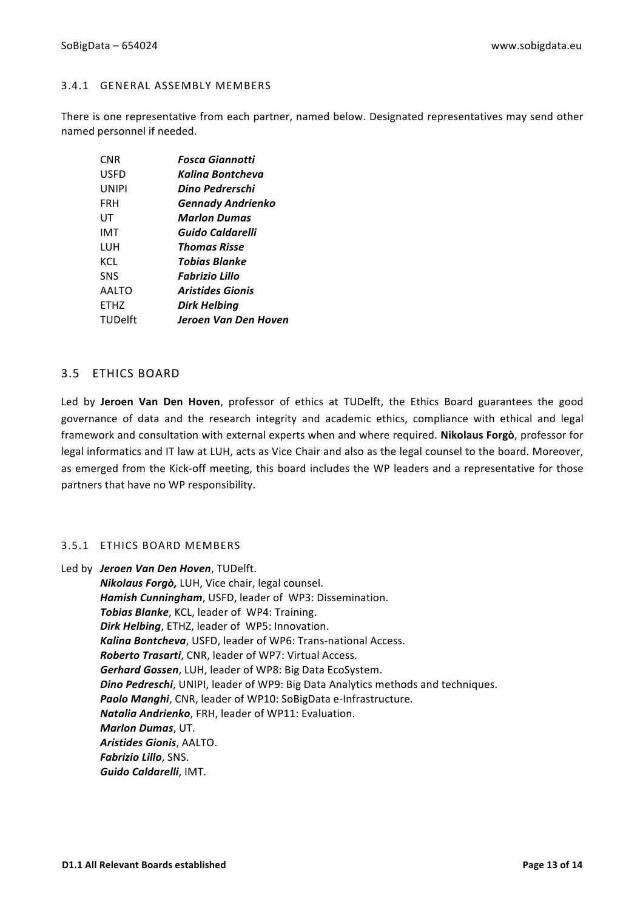#### 3.4.1 GENERAL ASSEMBLY MEMBERS

There is one representative from each partner, named below. Designated representatives may send other named personnel if needed.

| | |
|---|---|
| CNR | ***Fosca Giannotti*** |
| USFD | ***Kalina Bontcheva*** |
| UNIPI | ***Dino Pedrerschi*** |
| FRH | ***Gennady Andrienko*** |
| UT | ***Marlon Dumas*** |
| IMT | ***Guido Caldarelli*** |
| LUH | ***Thomas Risse*** |
| KCL | ***Tobias Blanke*** |
| SNS | ***Fabrizio Lillo*** |
| AALTO | ***Aristides Gionis*** |
| ETHZ | ***Dirk Helbing*** |
| TUDelft | ***Jeroen Van Den Hoven*** |

### 3.5 ETHICS BOARD

Led by **Jeroen Van Den Hoven**, professor of ethics at TUDelft, the Ethics Board guarantees the good governance of data and the research integrity and academic ethics, compliance with ethical and legal framework and consultation with external experts when and where required. **Nikolaus Forgò**, professor for legal informatics and IT law at LUH, acts as Vice Chair and also as the legal counsel to the board. Moreover, as emerged from the Kick-off meeting, this board includes the WP leaders and a representative for those partners that have no WP responsibility.

#### 3.5.1 ETHICS BOARD MEMBERS

Led by ***Jeroen Van Den Hoven***, TUDelft.

***Nikolaus Forgò,*** LUH, Vice chair, legal counsel.
***Hamish Cunningham***, USFD, leader of WP3: Dissemination.
***Tobias Blanke***, KCL, leader of WP4: Training.
***Dirk Helbing***, ETHZ, leader of WP5: Innovation.
***Kalina Bontcheva***, USFD, leader of WP6: Trans-national Access.
***Roberto Trasarti***, CNR, leader of WP7: Virtual Access.
***Gerhard Gossen***, LUH, leader of WP8: Big Data EcoSystem.
***Dino Pedreschi***, UNIPI, leader of WP9: Big Data Analytics methods and techniques.
***Paolo Manghi***, CNR, leader of WP10: SoBigData e-Infrastructure.
***Natalia Andrienko***, FRH, leader of WP11: Evaluation.
***Marlon Dumas***, UT.
***Aristides Gionis***, AALTO.
***Fabrizio Lillo***, SNS.
***Guido Caldarelli***, IMT.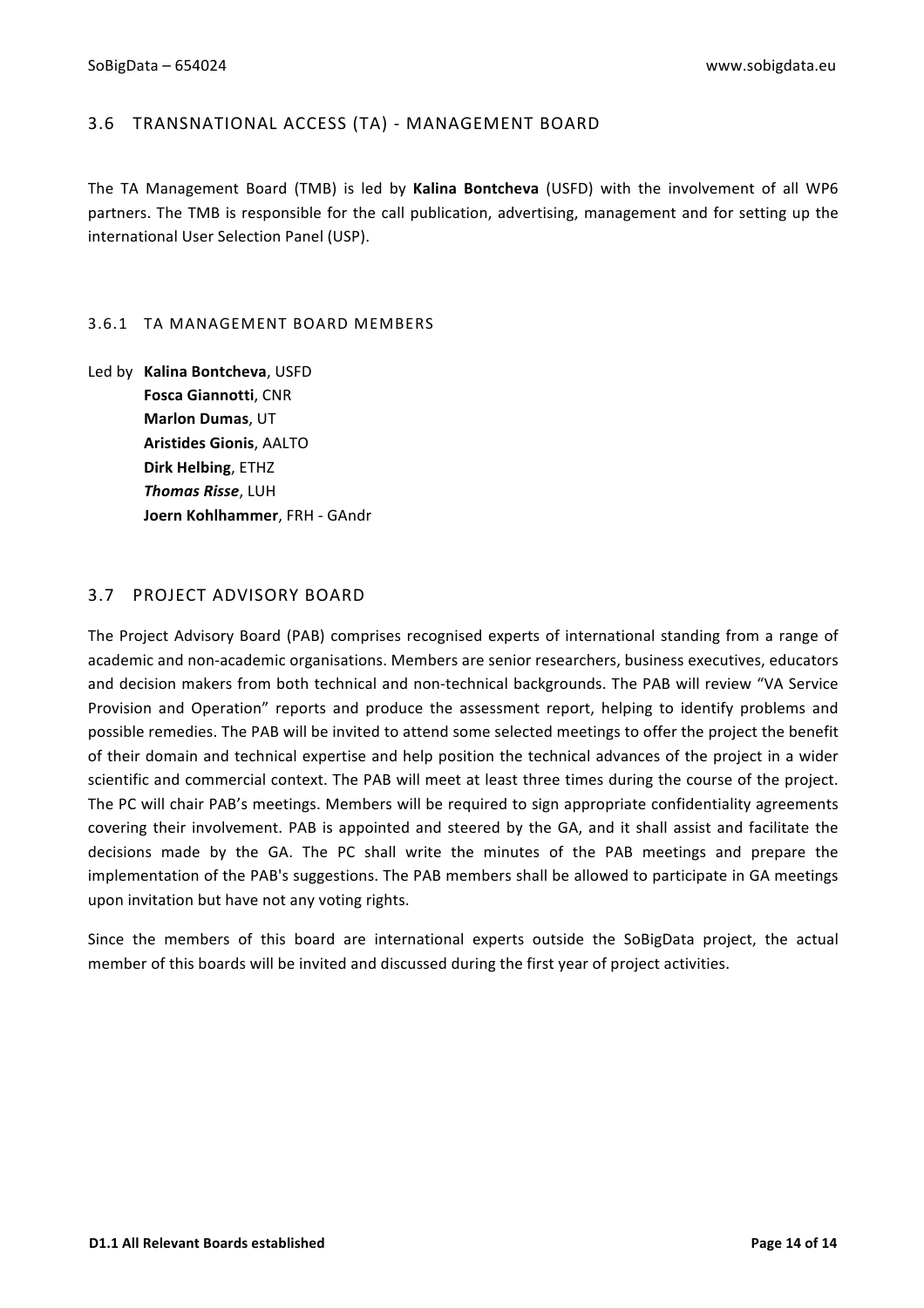## 3.6 TRANSNATIONAL ACCESS (TA) - MANAGEMENT BOARD

The TA Management Board (TMB) is led by **Kalina Bontcheva** (USFD) with the involvement of all WP6 partners. The TMB is responsible for the call publication, advertising, management and for setting up the international User Selection Panel (USP).

### 3.6.1 TA MANAGEMENT BOARD MEMBERS

Led by **Kalina Bontcheva**, USFD
**Fosca Giannotti**, CNR
**Marlon Dumas**, UT
**Aristides Gionis**, AALTO
**Dirk Helbing**, ETHZ
***Thomas Risse***, LUH
**Joern Kohlhammer**, FRH - GAndr

## 3.7 PROJECT ADVISORY BOARD

The Project Advisory Board (PAB) comprises recognised experts of international standing from a range of academic and non-academic organisations. Members are senior researchers, business executives, educators and decision makers from both technical and non-technical backgrounds. The PAB will review "VA Service Provision and Operation" reports and produce the assessment report, helping to identify problems and possible remedies. The PAB will be invited to attend some selected meetings to offer the project the benefit of their domain and technical expertise and help position the technical advances of the project in a wider scientific and commercial context. The PAB will meet at least three times during the course of the project. The PC will chair PAB's meetings. Members will be required to sign appropriate confidentiality agreements covering their involvement. PAB is appointed and steered by the GA, and it shall assist and facilitate the decisions made by the GA. The PC shall write the minutes of the PAB meetings and prepare the implementation of the PAB's suggestions. The PAB members shall be allowed to participate in GA meetings upon invitation but have not any voting rights.

Since the members of this board are international experts outside the SoBigData project, the actual member of this boards will be invited and discussed during the first year of project activities.